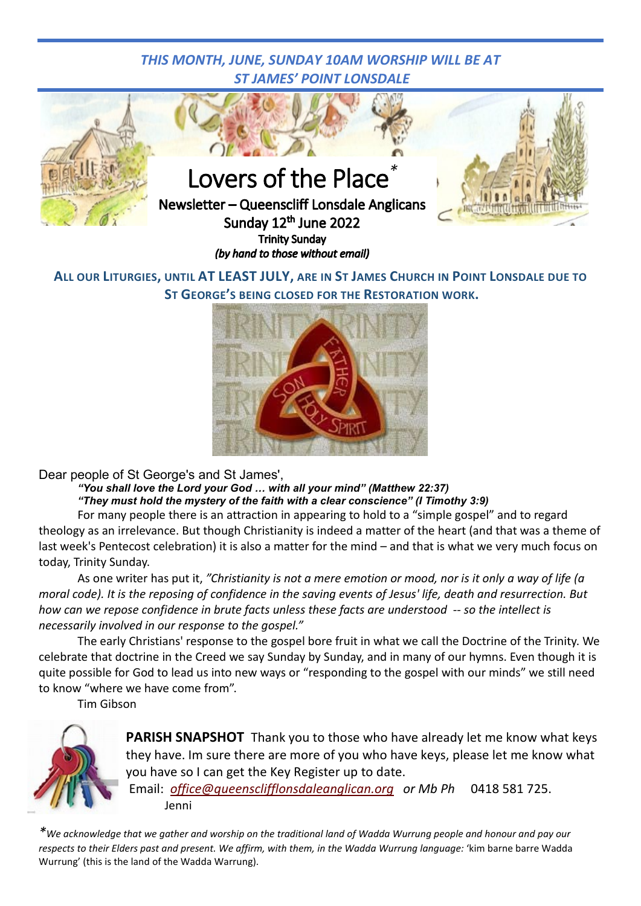*THIS MONTH, JUNE, SUNDAY 10AM WORSHIP WILL BE AT ST JAMES' POINT LONSDALE*

# Lovers of the Place*

**Newsletter – Queenscliff Lonsdale Anglicans**

**Sunday 12th June 2022**

**Trinity Sunday**

*(by hand to those without email)*

**ALL OUR LITURGIES, UNTIL AT LEAST JULY, ARE IN ST JAMES CHURCH IN POINT LONSDALE DUE TO ST GEORGE'S BEING CLOSED FOR THE RESTORATION WORK.**

Dear people of St George's and St James',

***"You shall love the Lord your God … with all your mind" (Matthew 22:37)***

***"They must hold the mystery of the faith with a clear conscience" (I Timothy 3:9)***

For many people there is an attraction in appearing to hold to a "simple gospel" and to regard theology as an irrelevance. But though Christianity is indeed a matter of the heart (and that was a theme of last week's Pentecost celebration) it is also a matter for the mind – and that is what we very much focus on today, Trinity Sunday.

As one writer has put it, *"Christianity is not a mere emotion or mood, nor is it only a way of life (a moral code). It is the reposing of confidence in the saving events of Jesus' life, death and resurrection. But how can we repose confidence in brute facts unless these facts are understood -- so the intellect is necessarily involved in our response to the gospel."*

The early Christians' response to the gospel bore fruit in what we call the Doctrine of the Trinity. We celebrate that doctrine in the Creed we say Sunday by Sunday, and in many of our hymns. Even though it is quite possible for God to lead us into new ways or "responding to the gospel with our minds" we still need to know "where we have come from".

Tim Gibson

**PARISH SNAPSHOT** Thank you to those who have already let me know what keys they have. Im sure there are more of you who have keys, please let me know what you have so I can get the Key Register up to date.

Email: *office@queenscliffIonsdaleanglican.org* *or Mb Ph* 0418 581 725.

Jenni

**We acknowledge that we gather and worship on the traditional land of Wadda Wurrung people and honour and pay our respects to their Elders past and present. We affirm, with them, in the Wadda Wurrung language:* 'kim barne barre Wadda Wurrung' (this is the land of the Wadda Warrung).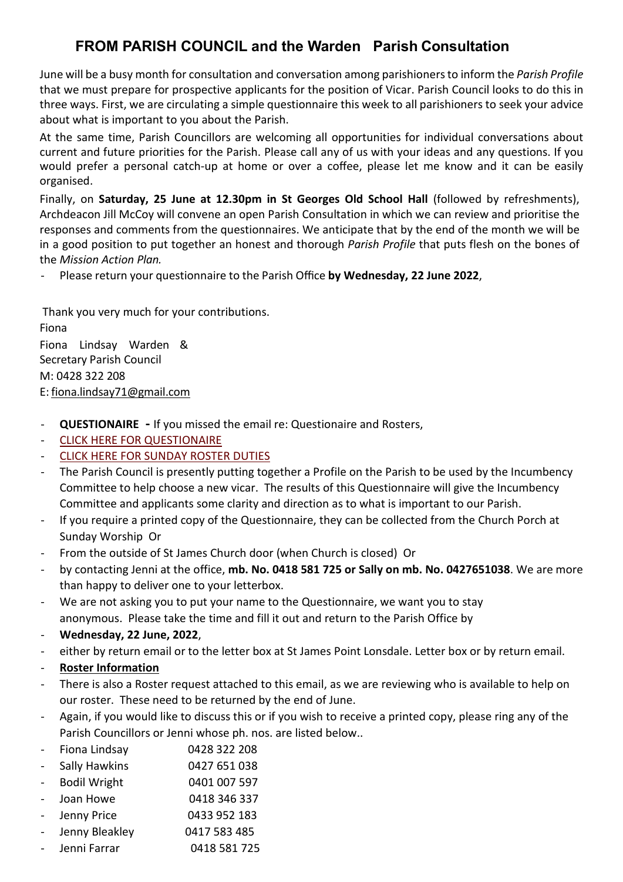# FROM PARISH COUNCIL and the Warden Parish Consultation

June will be a busy month for consultation and conversation among parishioners to inform the *Parish Profile* that we must prepare for prospective applicants for the position of Vicar. Parish Council looks to do this in three ways. First, we are circulating a simple questionnaire this week to all parishioners to seek your advice about what is important to you about the Parish.

At the same time, Parish Councillors are welcoming all opportunities for individual conversations about current and future priorities for the Parish. Please call any of us with your ideas and any questions. If you would prefer a personal catch-up at home or over a coffee, please let me know and it can be easily organised.

Finally, on **Saturday, 25 June at 12.30pm in St Georges Old School Hall** (followed by refreshments), Archdeacon Jill McCoy will convene an open Parish Consultation in which we can review and prioritise the responses and comments from the questionnaires. We anticipate that by the end of the month we will be in a good position to put together an honest and thorough *Parish Profile* that puts flesh on the bones of the *Mission Action Plan.*

- Please return your questionnaire to the Parish Office **by Wednesday, 22 June 2022**,

Thank you very much for your contributions.
Fiona
Fiona Lindsay Warden &
Secretary Parish Council
M: 0428 322 208
E: fiona.lindsay71@gmail.com

- **QUESTIONAIRE -** If you missed the email re: Questionaire and Rosters,
- CLICK HERE FOR QUESTIONAIRE
- CLICK HERE FOR SUNDAY ROSTER DUTIES
- The Parish Council is presently putting together a Profile on the Parish to be used by the Incumbency Committee to help choose a new vicar. The results of this Questionnaire will give the Incumbency Committee and applicants some clarity and direction as to what is important to our Parish.
- If you require a printed copy of the Questionnaire, they can be collected from the Church Porch at Sunday Worship Or
- From the outside of St James Church door (when Church is closed) Or
- by contacting Jenni at the office, **mb. No. 0418 581 725 or Sally on mb. No. 0427651038**. We are more than happy to deliver one to your letterbox.
- We are not asking you to put your name to the Questionnaire, we want you to stay anonymous. Please take the time and fill it out and return to the Parish Office by
- **Wednesday, 22 June, 2022**,
- either by return email or to the letter box at St James Point Lonsdale. Letter box or by return email.
- **Roster Information**
- There is also a Roster request attached to this email, as we are reviewing who is available to help on our roster. These need to be returned by the end of June.
- Again, if you would like to discuss this or if you wish to receive a printed copy, please ring any of the Parish Councillors or Jenni whose ph. nos. are listed below..
- Fiona Lindsay 0428 322 208
- Sally Hawkins 0427 651 038
- Bodil Wright 0401 007 597
- Joan Howe 0418 346 337
- Jenny Price 0433 952 183
- Jenny Bleakley 0417 583 485
- Jenni Farrar 0418 581 725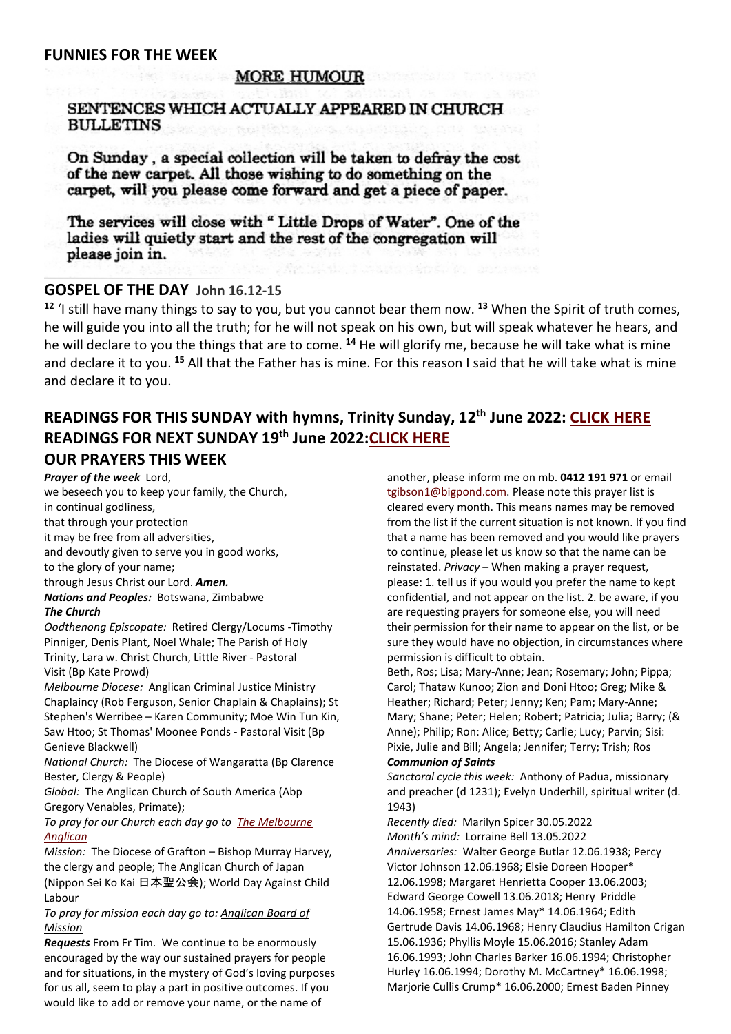## FUNNIES FOR THE WEEK

### MORE HUMOUR

**SENTENCES WHICH ACTUALLY APPEARED IN CHURCH BULLETINS**

On Sunday , a special collection will be taken to defray the cost of the new carpet. All those wishing to do something on the carpet, will you please come forward and get a piece of paper.

The services will close with " Little Drops of Water". One of the ladies will quietly start and the rest of the congregation will please join in.

## GOSPEL OF THE DAY John 16.12-15

[12] 'I still have many things to say to you, but you cannot bear them now. [13] When the Spirit of truth comes, he will guide you into all the truth; for he will not speak on his own, but will speak whatever he hears, and he will declare to you the things that are to come. [14] He will glorify me, because he will take what is mine and declare it to you. [15] All that the Father has is mine. For this reason I said that he will take what is mine and declare it to you.

## READINGS FOR THIS SUNDAY with hymns, Trinity Sunday, 12th June 2022: CLICK HERE
## READINGS FOR NEXT SUNDAY 19th June 2022:CLICK HERE

## OUR PRAYERS THIS WEEK

***Prayer of the week*** Lord,
we beseech you to keep your family, the Church,
in continual godliness,
that through your protection
it may be free from all adversities,
and devoutly given to serve you in good works,
to the glory of your name;
through Jesus Christ our Lord. ***Amen.***

***Nations and Peoples:*** Botswana, Zimbabwe

***The Church***

*Oodthenong Episcopate:* Retired Clergy/Locums -Timothy Pinniger, Denis Plant, Noel Whale; The Parish of Holy Trinity, Lara w. Christ Church, Little River - Pastoral Visit (Bp Kate Prowd)

*Melbourne Diocese:* Anglican Criminal Justice Ministry Chaplaincy (Rob Ferguson, Senior Chaplain & Chaplains); St Stephen's Werribee – Karen Community; Moe Win Tun Kin, Saw Htoo; St Thomas' Moonee Ponds - Pastoral Visit (Bp Genieve Blackwell)

*National Church:* The Diocese of Wangaratta (Bp Clarence Bester, Clergy & People)

*Global:* The Anglican Church of South America (Abp Gregory Venables, Primate);

*To pray for our Church each day go to The Melbourne Anglican*

*Mission:* The Diocese of Grafton – Bishop Murray Harvey, the clergy and people; The Anglican Church of Japan (Nippon Sei Ko Kai 日本聖公会); World Day Against Child Labour

*To pray for mission each day go to: Anglican Board of Mission*

***Requests*** From Fr Tim. We continue to be enormously encouraged by the way our sustained prayers for people and for situations, in the mystery of God's loving purposes for us all, seem to play a part in positive outcomes. If you would like to add or remove your name, or the name of another, please inform me on mb. **0412 191 971** or email tgibson1@bigpond.com. Please note this prayer list is cleared every month. This means names may be removed from the list if the current situation is not known. If you find that a name has been removed and you would like prayers to continue, please let us know so that the name can be reinstated. *Privacy* – When making a prayer request, please: 1. tell us if you would you prefer the name to kept confidential, and not appear on the list. 2. be aware, if you are requesting prayers for someone else, you will need their permission for their name to appear on the list, or be sure they would have no objection, in circumstances where permission is difficult to obtain.

Beth, Ros; Lisa; Mary-Anne; Jean; Rosemary; John; Pippa; Carol; Thataw Kunoo; Zion and Doni Htoo; Greg; Mike & Heather; Richard; Peter; Jenny; Ken; Pam; Mary-Anne; Mary; Shane; Peter; Helen; Robert; Patricia; Julia; Barry; (& Anne); Philip; Ron: Alice; Betty; Carlie; Lucy; Parvin; Sisi: Pixie, Julie and Bill; Angela; Jennifer; Terry; Trish; Ros

***Communion of Saints***

*Sanctoral cycle this week:* Anthony of Padua, missionary and preacher (d 1231); Evelyn Underhill, spiritual writer (d. 1943)

*Recently died:* Marilyn Spicer 30.05.2022

*Month's mind:* Lorraine Bell 13.05.2022

*Anniversaries:* Walter George Butlar 12.06.1938; Percy Victor Johnson 12.06.1968; Elsie Doreen Hooper* 12.06.1998; Margaret Henrietta Cooper 13.06.2003; Edward George Cowell 13.06.2018; Henry Priddle 14.06.1958; Ernest James May* 14.06.1964; Edith Gertrude Davis 14.06.1968; Henry Claudius Hamilton Crigan 15.06.1936; Phyllis Moyle 15.06.2016; Stanley Adam 16.06.1993; John Charles Barker 16.06.1994; Christopher Hurley 16.06.1994; Dorothy M. McCartney* 16.06.1998; Marjorie Cullis Crump* 16.06.2000; Ernest Baden Pinney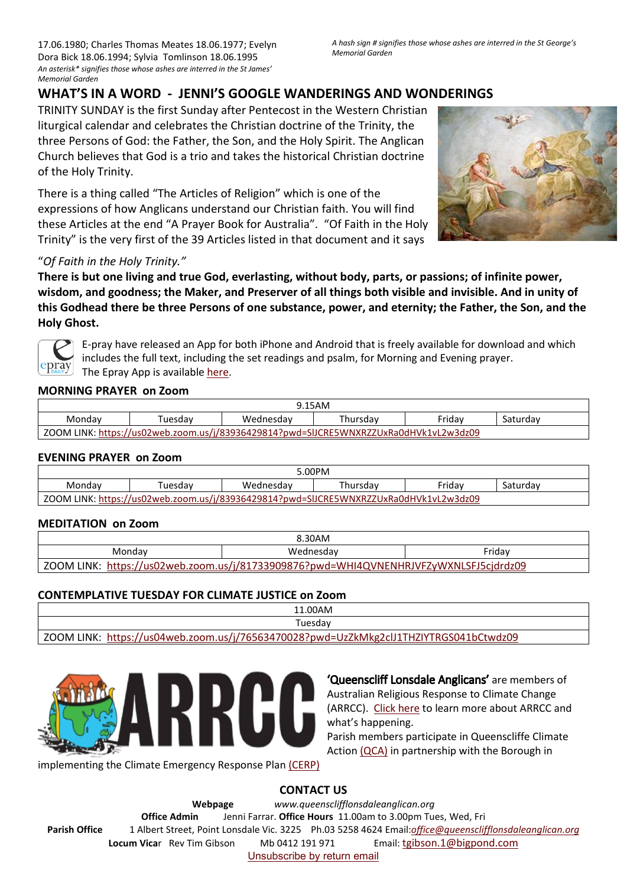17.06.1980; Charles Thomas Meates 18.06.1977; Evelyn Dora Bick 18.06.1994; Sylvia Tomlinson 18.06.1995

*An asterisk* signifies those whose ashes are interred in the St James' Memorial Garden*

*A hash sign # signifies those whose ashes are interred in the St George's Memorial Garden*

## WHAT'S IN A WORD - JENNI'S GOOGLE WANDERINGS AND WONDERINGS

TRINITY SUNDAY is the first Sunday after Pentecost in the Western Christian liturgical calendar and celebrates the Christian doctrine of the Trinity, the three Persons of God: the Father, the Son, and the Holy Spirit. The Anglican Church believes that God is a trio and takes the historical Christian doctrine of the Holy Trinity.

There is a thing called "The Articles of Religion" which is one of the expressions of how Anglicans understand our Christian faith. You will find these Articles at the end "A Prayer Book for Australia". "Of Faith in the Holy Trinity" is the very first of the 39 Articles listed in that document and it says

"*Of Faith in the Holy Trinity."*

**There is but one living and true God, everlasting, without body, parts, or passions; of infinite power, wisdom, and goodness; the Maker, and Preserver of all things both visible and invisible. And in unity of this Godhead there be three Persons of one substance, power, and eternity; the Father, the Son, and the Holy Ghost.**

E-pray have released an App for both iPhone and Android that is freely available for download and which includes the full text, including the set readings and psalm, for Morning and Evening prayer. The Epray App is available here.

### MORNING PRAYER on Zoom

| 9.15AM | | | | | |
|---|---|---|---|---|---|
| Monday | Tuesday | Wednesday | Thursday | Friday | Saturday |
| ZOOM LINK: https://us02web.zoom.us/j/83936429814?pwd=SlJCRE5WNXRZZUxRa0dHVk1vL2w3dz09 | | | | | |

### EVENING PRAYER on Zoom

| 5.00PM | | | | | |
|---|---|---|---|---|---|
| Monday | Tuesday | Wednesday | Thursday | Friday | Saturday |
| ZOOM LINK: https://us02web.zoom.us/j/83936429814?pwd=SlJCRE5WNXRZZUxRa0dHVk1vL2w3dz09 | | | | | |

### MEDITATION on Zoom

| 8.30AM | | |
|---|---|---|
| Monday | Wednesday | Friday |
| ZOOM LINK: https://us02web.zoom.us/j/81733909876?pwd=WHI4QVNENHRJVFZyWXNLSFJ5cjdrdz09 | | |

### CONTEMPLATIVE TUESDAY FOR CLIMATE JUSTICE on Zoom

| 11.00AM |
|---|
| Tuesday |
| ZOOM LINK: https://us04web.zoom.us/j/76563470028?pwd=UzZkMkg2clJ1THZIYTRGS041bCtwdz09 |

**'Queenscliff Lonsdale Anglicans'** are members of Australian Religious Response to Climate Change (ARRCC). Click here to learn more about ARRCC and what's happening. Parish members participate in Queenscliffe Climate Action (QCA) in partnership with the Borough in implementing the Climate Emergency Response Plan (CERP)

### CONTACT US

**Webpage** *www.queensclifflonsdaleanglican.org*

**Office Admin** Jenni Farrar. **Office Hours** 11.00am to 3.00pm Tues, Wed, Fri

**Parish Office** 1 Albert Street, Point Lonsdale Vic. 3225 Ph.03 5258 4624 Email:*office@queensclifflonsdaleanglican.org*

**Locum Vicar** Rev Tim Gibson Mb 0412 191 971 Email: tgibson.1@bigpond.com

Unsubscribe by return email